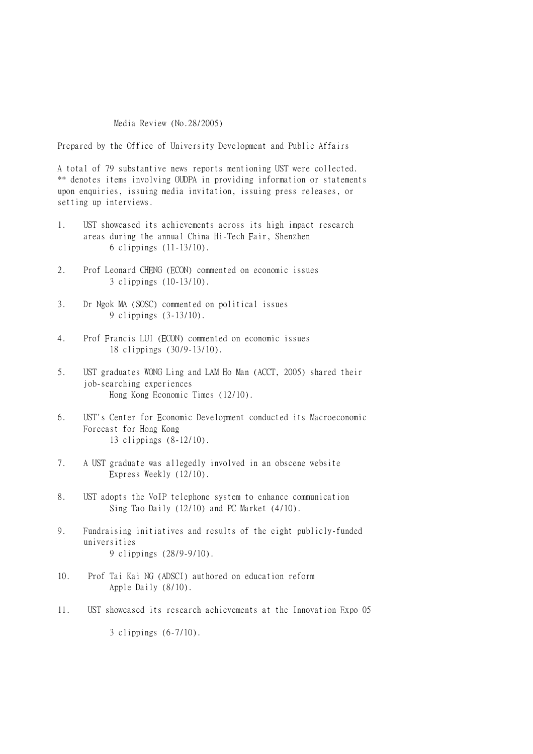# Media Review (No.28/2005)

Prepared by the Office of University Development and Public Affairs

A total of 79 substantive news reports mentioning UST were collected.
** denotes items involving OUDPA in providing information or statements upon enquiries, issuing media invitation, issuing press releases, or setting up interviews.

1. UST showcased its achievements across its high impact research areas during the annual China Hi-Tech Fair, Shenzhen
   6 clippings (11-13/10).

2. Prof Leonard CHENG (ECON) commented on economic issues
   3 clippings (10-13/10).

3. Dr Ngok MA (SOSC) commented on political issues
   9 clippings (3-13/10).

4. Prof Francis LUI (ECON) commented on economic issues
   18 clippings (30/9-13/10).

5. UST graduates WONG Ling and LAM Ho Man (ACCT, 2005) shared their job-searching experiences
   Hong Kong Economic Times (12/10).

6. UST's Center for Economic Development conducted its Macroeconomic Forecast for Hong Kong
   13 clippings (8-12/10).

7. A UST graduate was allegedly involved in an obscene website
   Express Weekly (12/10).

8. UST adopts the VoIP telephone system to enhance communication
   Sing Tao Daily (12/10) and PC Market (4/10).

9. Fundraising initiatives and results of the eight publicly-funded universities
   9 clippings (28/9-9/10).

10. Prof Tai Kai NG (ADSCI) authored on education reform
    Apple Daily (8/10).

11. UST showcased its research achievements at the Innovation Expo 05
    3 clippings (6-7/10).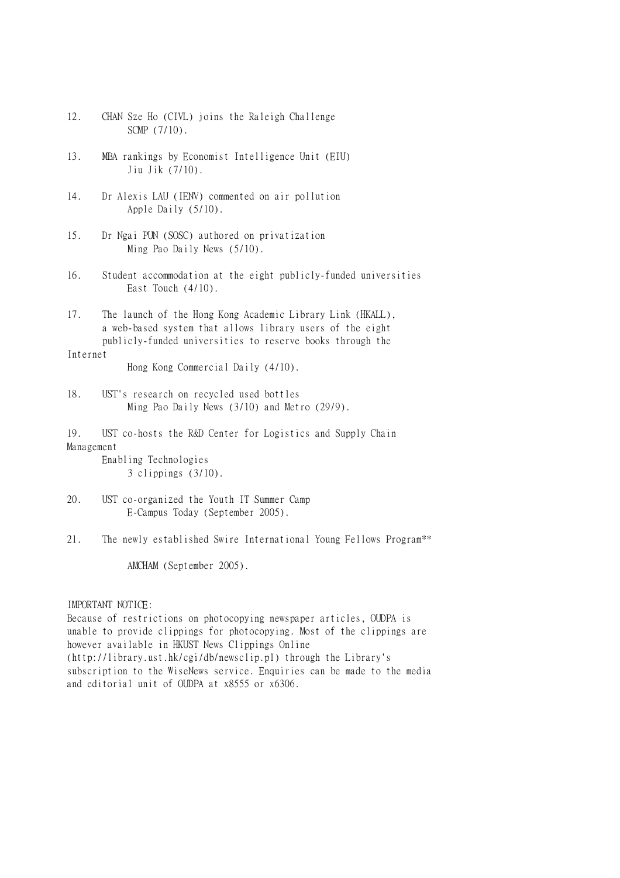12. CHAN Sze Ho (CIVL) joins the Raleigh Challenge
    SCMP (7/10).

13. MBA rankings by Economist Intelligence Unit (EIU)
    Jiu Jik (7/10).

14. Dr Alexis LAU (IENV) commented on air pollution
    Apple Daily (5/10).

15. Dr Ngai PUN (SOSC) authored on privatization
    Ming Pao Daily News (5/10).

16. Student accommodation at the eight publicly-funded universities
    East Touch (4/10).

17. The launch of the Hong Kong Academic Library Link (HKALL), a web-based system that allows library users of the eight publicly-funded universities to reserve books through the Internet
    Hong Kong Commercial Daily (4/10).

18. UST's research on recycled used bottles
    Ming Pao Daily News (3/10) and Metro (29/9).

19. UST co-hosts the R&D Center for Logistics and Supply Chain Management Enabling Technologies
    3 clippings (3/10).

20. UST co-organized the Youth IT Summer Camp
    E-Campus Today (September 2005).

21. The newly established Swire International Young Fellows Program**
    AMCHAM (September 2005).

IMPORTANT NOTICE:
Because of restrictions on photocopying newspaper articles, OUDPA is unable to provide clippings for photocopying. Most of the clippings are however available in HKUST News Clippings Online (http://library.ust.hk/cgi/db/newsclip.pl) through the Library's subscription to the WiseNews service. Enquiries can be made to the media and editorial unit of OUDPA at x8555 or x6306.